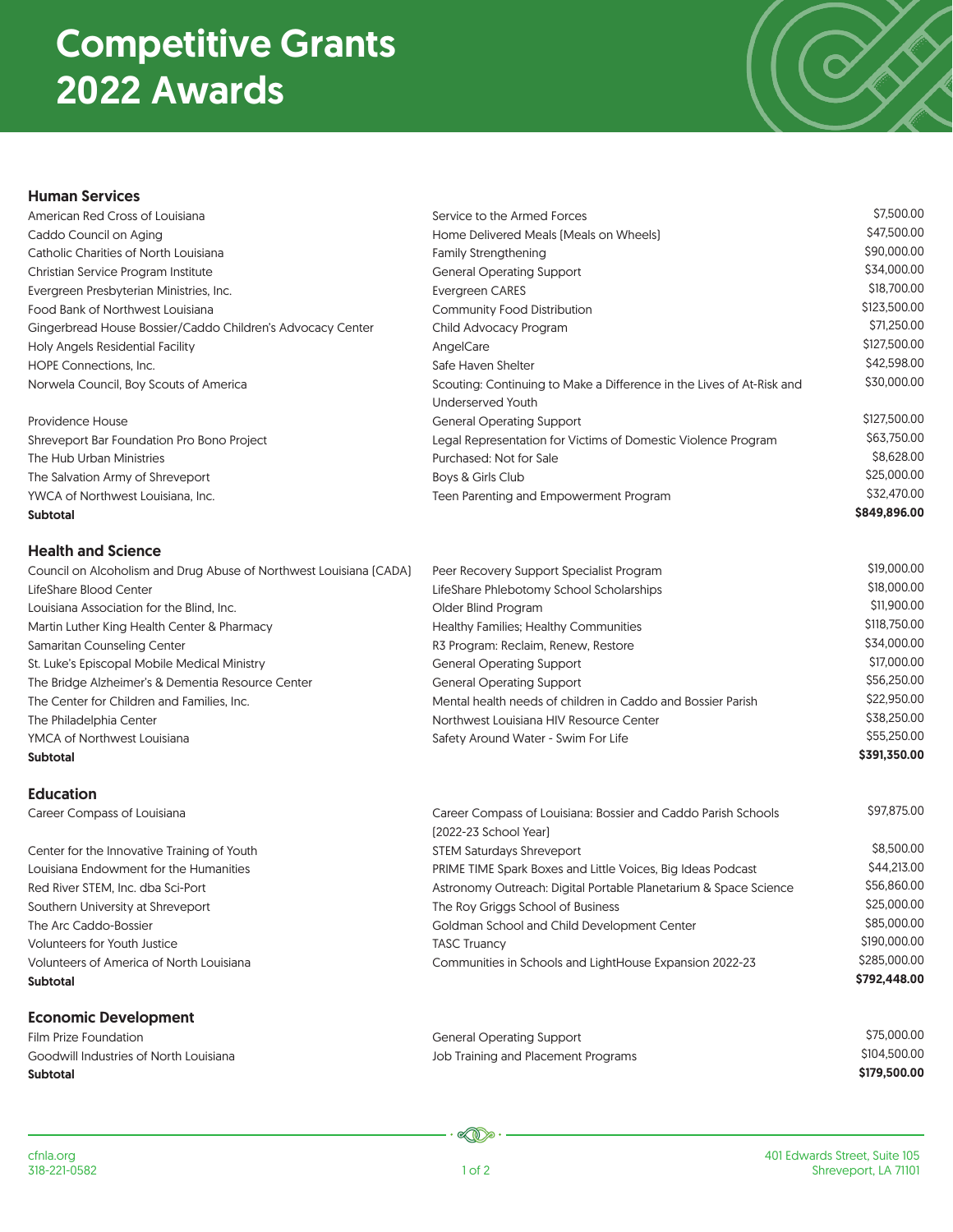# Competitive Grants 2022 Awards

## Human Services

| Organization | Program | Amount |
|---|---|---|
| American Red Cross of Louisiana | Service to the Armed Forces | $7,500.00 |
| Caddo Council on Aging | Home Delivered Meals (Meals on Wheels) | $47,500.00 |
| Catholic Charities of North Louisiana | Family Strengthening | $90,000.00 |
| Christian Service Program Institute | General Operating Support | $34,000.00 |
| Evergreen Presbyterian Ministries, Inc. | Evergreen CARES | $18,700.00 |
| Food Bank of Northwest Louisiana | Community Food Distribution | $123,500.00 |
| Gingerbread House Bossier/Caddo Children's Advocacy Center | Child Advocacy Program | $71,250.00 |
| Holy Angels Residential Facility | AngelCare | $127,500.00 |
| HOPE Connections, Inc. | Safe Haven Shelter | $42,598.00 |
| Norwela Council, Boy Scouts of America | Scouting: Continuing to Make a Difference in the Lives of At-Risk and Underserved Youth | $30,000.00 |
| Providence House | General Operating Support | $127,500.00 |
| Shreveport Bar Foundation Pro Bono Project | Legal Representation for Victims of Domestic Violence Program | $63,750.00 |
| The Hub Urban Ministries | Purchased: Not for Sale | $8,628.00 |
| The Salvation Army of Shreveport | Boys & Girls Club | $25,000.00 |
| YWCA of Northwest Louisiana, Inc. | Teen Parenting and Empowerment Program | $32,470.00 |
| **Subtotal** | | **$849,896.00** |

## Health and Science

| Organization | Program | Amount |
|---|---|---|
| Council on Alcoholism and Drug Abuse of Northwest Louisiana (CADA) | Peer Recovery Support Specialist Program | $19,000.00 |
| LifeShare Blood Center | LifeShare Phlebotomy School Scholarships | $18,000.00 |
| Louisiana Association for the Blind, Inc. | Older Blind Program | $11,900.00 |
| Martin Luther King Health Center & Pharmacy | Healthy Families; Healthy Communities | $118,750.00 |
| Samaritan Counseling Center | R3 Program: Reclaim, Renew, Restore | $34,000.00 |
| St. Luke's Episcopal Mobile Medical Ministry | General Operating Support | $17,000.00 |
| The Bridge Alzheimer's & Dementia Resource Center | General Operating Support | $56,250.00 |
| The Center for Children and Families, Inc. | Mental health needs of children in Caddo and Bossier Parish | $22,950.00 |
| The Philadelphia Center | Northwest Louisiana HIV Resource Center | $38,250.00 |
| YMCA of Northwest Louisiana | Safety Around Water - Swim For Life | $55,250.00 |
| **Subtotal** | | **$391,350.00** |

## Education

| Organization | Program | Amount |
|---|---|---|
| Career Compass of Louisiana | Career Compass of Louisiana: Bossier and Caddo Parish Schools (2022-23 School Year) | $97,875.00 |
| Center for the Innovative Training of Youth | STEM Saturdays Shreveport | $8,500.00 |
| Louisiana Endowment for the Humanities | PRIME TIME Spark Boxes and Little Voices, Big Ideas Podcast | $44,213.00 |
| Red River STEM, Inc. dba Sci-Port | Astronomy Outreach: Digital Portable Planetarium & Space Science | $56,860.00 |
| Southern University at Shreveport | The Roy Griggs School of Business | $25,000.00 |
| The Arc Caddo-Bossier | Goldman School and Child Development Center | $85,000.00 |
| Volunteers for Youth Justice | TASC Truancy | $190,000.00 |
| Volunteers of America of North Louisiana | Communities in Schools and LightHouse Expansion 2022-23 | $285,000.00 |
| **Subtotal** | | **$792,448.00** |

## Economic Development

| Organization | Program | Amount |
|---|---|---|
| Film Prize Foundation | General Operating Support | $75,000.00 |
| Goodwill Industries of North Louisiana | Job Training and Placement Programs | $104,500.00 |
| **Subtotal** | | **$179,500.00** |

cfnla.org
318-221-0582

401 Edwards Street, Suite 105
Shreveport, LA 71101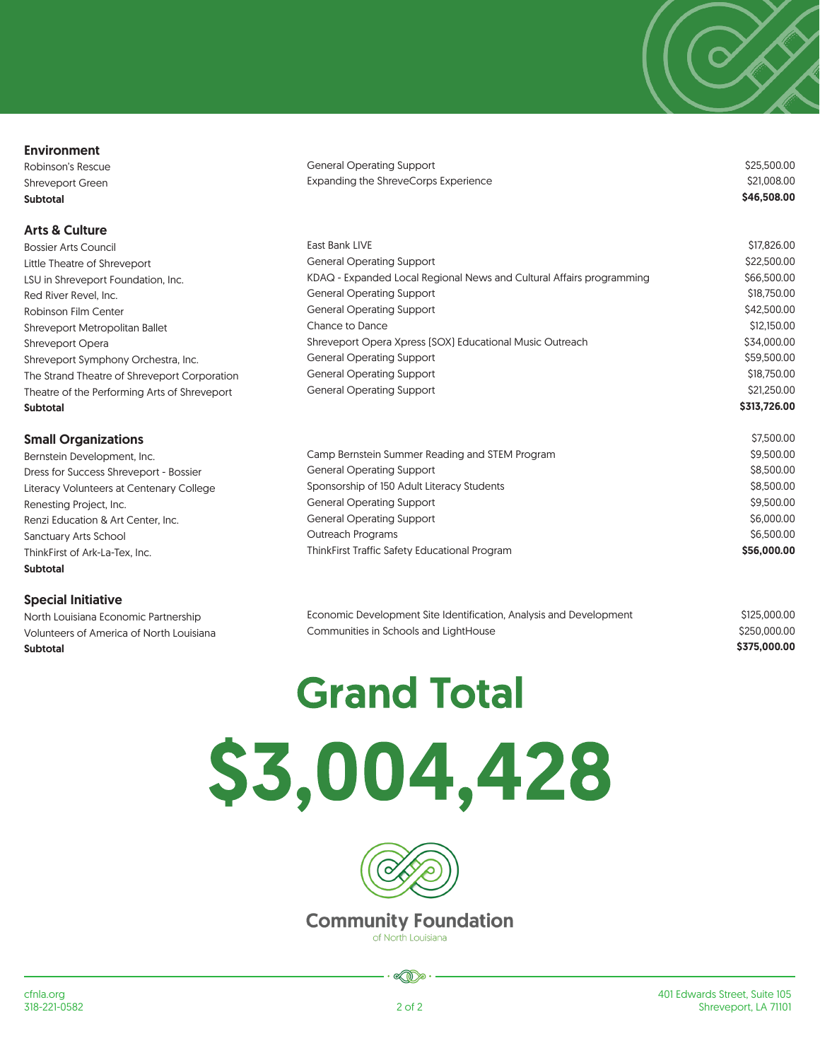## Environment

| | | |
|---|---|---|
| Robinson's Rescue | General Operating Support | $25,500.00 |
| Shreveport Green | Expanding the ShreveCorps Experience | $21,008.00 |
| **Subtotal** | | **$46,508.00** |

## Arts & Culture

| | | |
|---|---|---|
| Bossier Arts Council | East Bank LIVE | $17,826.00 |
| Little Theatre of Shreveport | General Operating Support | $22,500.00 |
| LSU in Shreveport Foundation, Inc. | KDAQ - Expanded Local Regional News and Cultural Affairs programming | $66,500.00 |
| Red River Revel, Inc. | General Operating Support | $18,750.00 |
| Robinson Film Center | General Operating Support | $42,500.00 |
| Shreveport Metropolitan Ballet | Chance to Dance | $12,150.00 |
| Shreveport Opera | Shreveport Opera Xpress (SOX) Educational Music Outreach | $34,000.00 |
| Shreveport Symphony Orchestra, Inc. | General Operating Support | $59,500.00 |
| The Strand Theatre of Shreveport Corporation | General Operating Support | $18,750.00 |
| Theatre of the Performing Arts of Shreveport | General Operating Support | $21,250.00 |
| **Subtotal** | | **$313,726.00** |

## Small Organizations

| | | |
|---|---|---|
| Bernstein Development, Inc. | Camp Bernstein Summer Reading and STEM Program | $7,500.00 |
| Dress for Success Shreveport - Bossier | General Operating Support | $9,500.00 |
| Literacy Volunteers at Centenary College | Sponsorship of 150 Adult Literacy Students | $8,500.00 |
| Renesting Project, Inc. | General Operating Support | $8,500.00 |
| Renzi Education & Art Center, Inc. | General Operating Support | $9,500.00 |
| Sanctuary Arts School | Outreach Programs | $6,000.00 |
| ThinkFirst of Ark-La-Tex, Inc. | ThinkFirst Traffic Safety Educational Program | $6,500.00 |
| **Subtotal** | | **$56,000.00** |

## Special Initiative

| | | |
|---|---|---|
| North Louisiana Economic Partnership | Economic Development Site Identification, Analysis and Development | $125,000.00 |
| Volunteers of America of North Louisiana | Communities in Schools and LightHouse | $250,000.00 |
| **Subtotal** | | **$375,000.00** |

# Grand Total

# $3,004,428

**Community Foundation**
of North Louisiana

cfnla.org
318-221-0582

401 Edwards Street, Suite 105
Shreveport, LA 71101